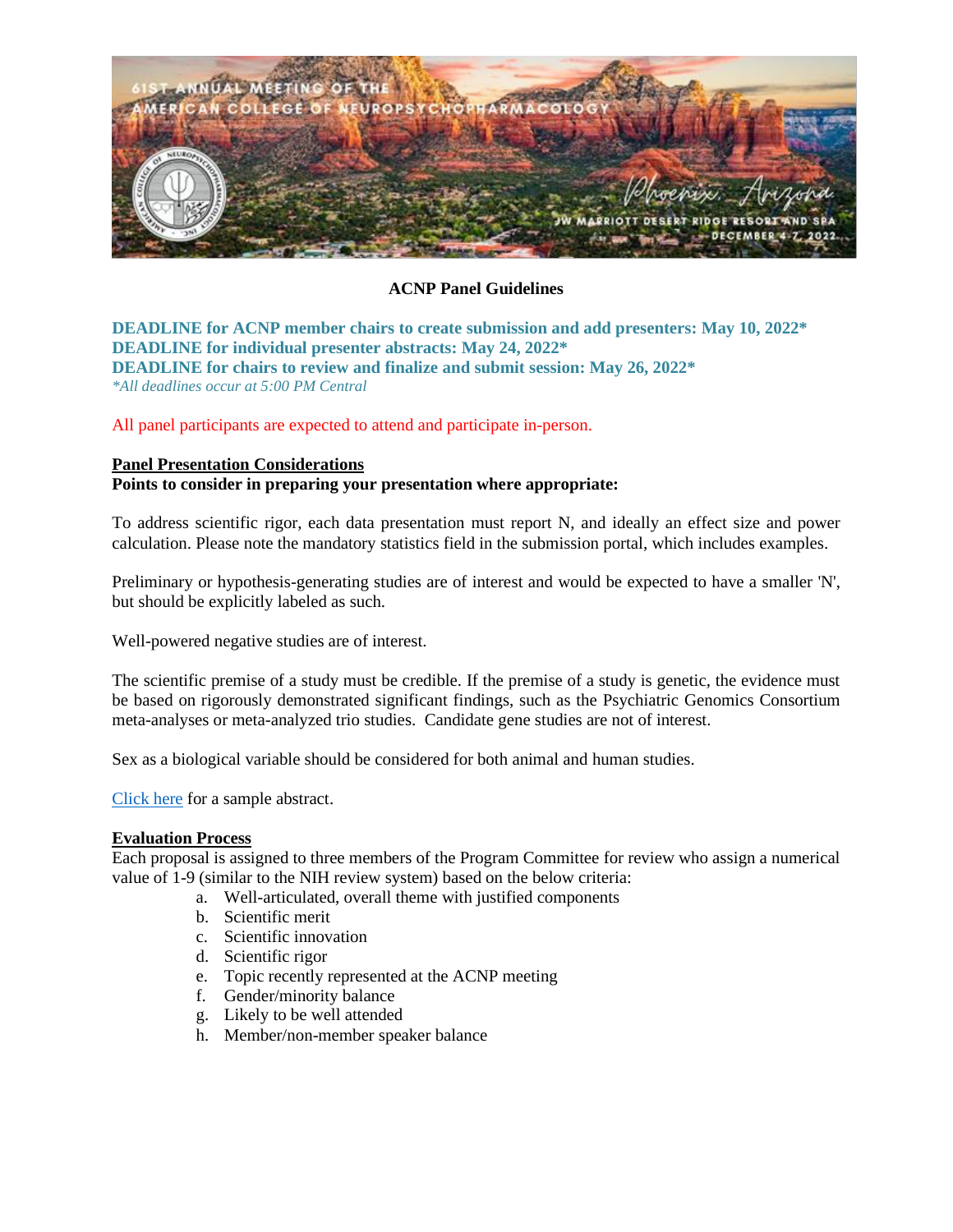**ACNP Panel Guidelines**

**DEADLINE for ACNP member chairs to create submission and add presenters: May 10, 2022***
**DEADLINE for individual presenter abstracts: May 24, 2022***
**DEADLINE for chairs to review and finalize and submit session: May 26, 2022***
*\*All deadlines occur at 5:00 PM Central*

All panel participants are expected to attend and participate in-person.

**Panel Presentation Considerations**

**Points to consider in preparing your presentation where appropriate:**

To address scientific rigor, each data presentation must report N, and ideally an effect size and power calculation. Please note the mandatory statistics field in the submission portal, which includes examples.

Preliminary or hypothesis-generating studies are of interest and would be expected to have a smaller 'N', but should be explicitly labeled as such.

Well-powered negative studies are of interest.

The scientific premise of a study must be credible. If the premise of a study is genetic, the evidence must be based on rigorously demonstrated significant findings, such as the Psychiatric Genomics Consortium meta-analyses or meta-analyzed trio studies. Candidate gene studies are not of interest.

Sex as a biological variable should be considered for both animal and human studies.

Click here for a sample abstract.

**Evaluation Process**

Each proposal is assigned to three members of the Program Committee for review who assign a numerical value of 1-9 (similar to the NIH review system) based on the below criteria:

a. Well-articulated, overall theme with justified components
b. Scientific merit
c. Scientific innovation
d. Scientific rigor
e. Topic recently represented at the ACNP meeting
f. Gender/minority balance
g. Likely to be well attended
h. Member/non-member speaker balance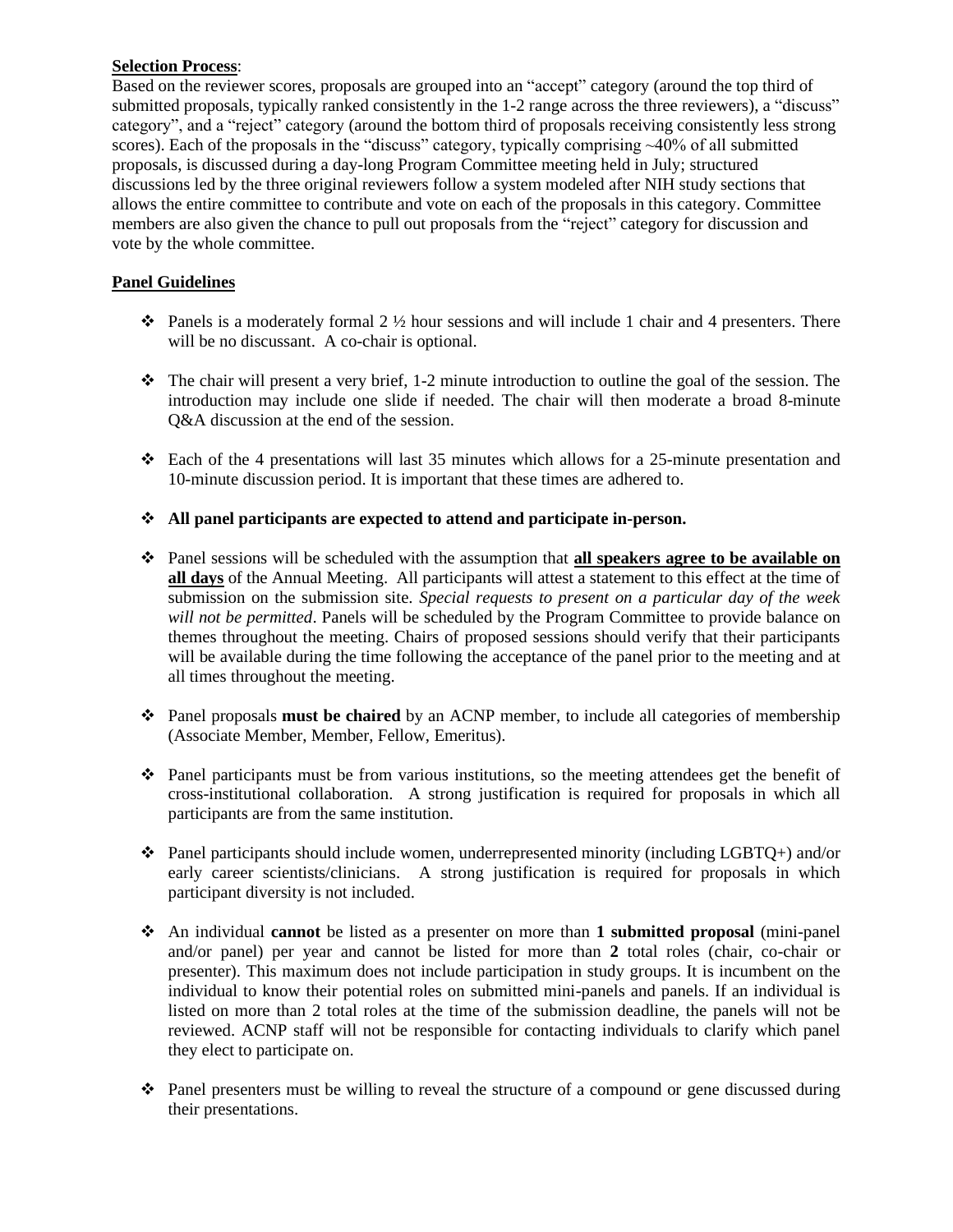**Selection Process**:
Based on the reviewer scores, proposals are grouped into an "accept" category (around the top third of submitted proposals, typically ranked consistently in the 1-2 range across the three reviewers), a "discuss" category", and a "reject" category (around the bottom third of proposals receiving consistently less strong scores). Each of the proposals in the "discuss" category, typically comprising ~40% of all submitted proposals, is discussed during a day-long Program Committee meeting held in July; structured discussions led by the three original reviewers follow a system modeled after NIH study sections that allows the entire committee to contribute and vote on each of the proposals in this category. Committee members are also given the chance to pull out proposals from the "reject" category for discussion and vote by the whole committee.

**Panel Guidelines**

- Panels is a moderately formal 2 ½ hour sessions and will include 1 chair and 4 presenters. There will be no discussant. A co-chair is optional.

- The chair will present a very brief, 1-2 minute introduction to outline the goal of the session. The introduction may include one slide if needed. The chair will then moderate a broad 8-minute Q&A discussion at the end of the session.

- Each of the 4 presentations will last 35 minutes which allows for a 25-minute presentation and 10-minute discussion period. It is important that these times are adhered to.

- **All panel participants are expected to attend and participate in-person.**

- Panel sessions will be scheduled with the assumption that **all speakers agree to be available on all days** of the Annual Meeting. All participants will attest a statement to this effect at the time of submission on the submission site. *Special requests to present on a particular day of the week will not be permitted*. Panels will be scheduled by the Program Committee to provide balance on themes throughout the meeting. Chairs of proposed sessions should verify that their participants will be available during the time following the acceptance of the panel prior to the meeting and at all times throughout the meeting.

- Panel proposals **must be chaired** by an ACNP member, to include all categories of membership (Associate Member, Member, Fellow, Emeritus).

- Panel participants must be from various institutions, so the meeting attendees get the benefit of cross-institutional collaboration. A strong justification is required for proposals in which all participants are from the same institution.

- Panel participants should include women, underrepresented minority (including LGBTQ+) and/or early career scientists/clinicians. A strong justification is required for proposals in which participant diversity is not included.

- An individual **cannot** be listed as a presenter on more than **1 submitted proposal** (mini-panel and/or panel) per year and cannot be listed for more than **2** total roles (chair, co-chair or presenter). This maximum does not include participation in study groups. It is incumbent on the individual to know their potential roles on submitted mini-panels and panels. If an individual is listed on more than 2 total roles at the time of the submission deadline, the panels will not be reviewed. ACNP staff will not be responsible for contacting individuals to clarify which panel they elect to participate on.

- Panel presenters must be willing to reveal the structure of a compound or gene discussed during their presentations.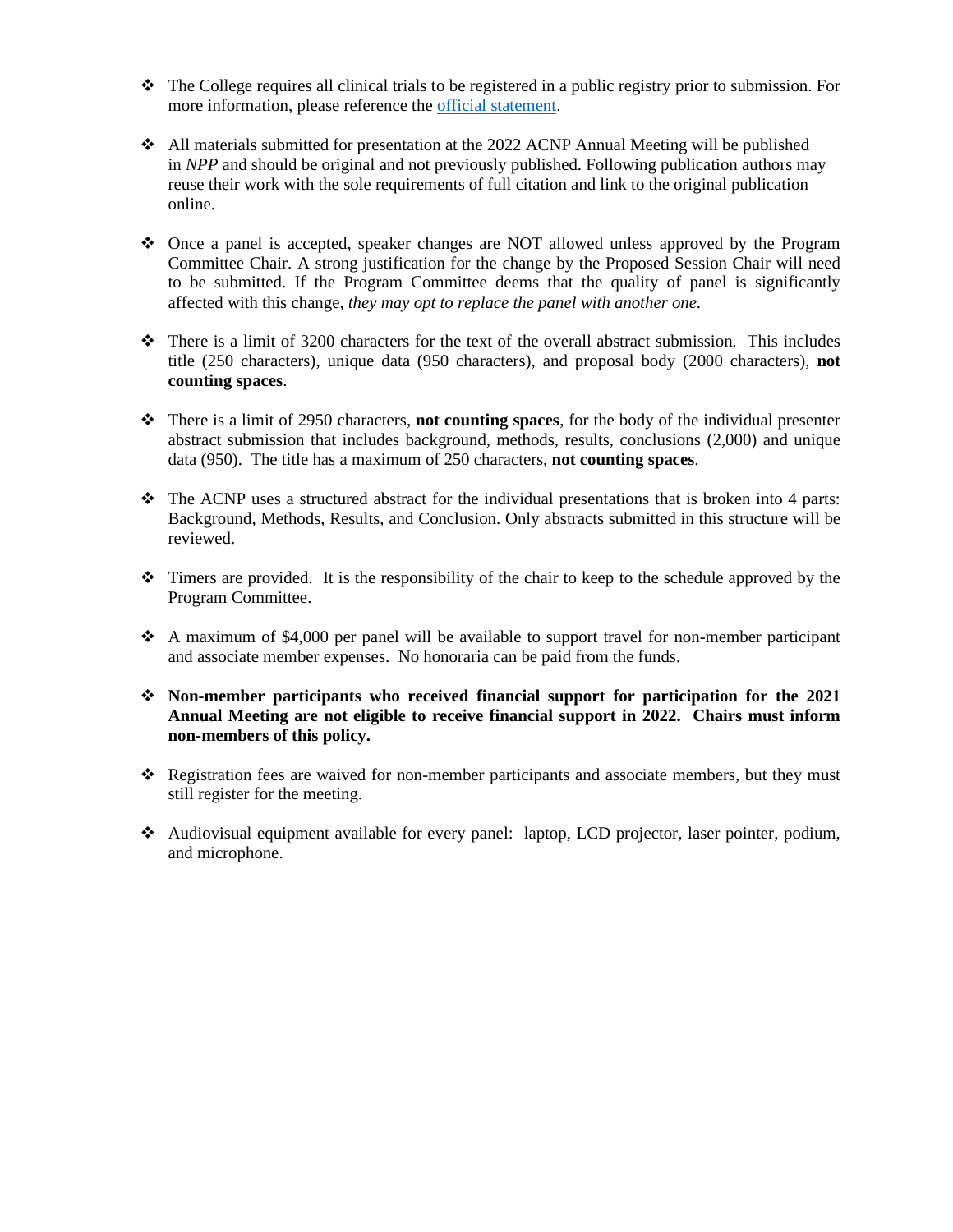- The College requires all clinical trials to be registered in a public registry prior to submission. For more information, please reference the [official statement](#).

- All materials submitted for presentation at the 2022 ACNP Annual Meeting will be published in *NPP* and should be original and not previously published. Following publication authors may reuse their work with the sole requirements of full citation and link to the original publication online.

- Once a panel is accepted, speaker changes are NOT allowed unless approved by the Program Committee Chair. A strong justification for the change by the Proposed Session Chair will need to be submitted. If the Program Committee deems that the quality of panel is significantly affected with this change, *they may opt to replace the panel with another one.*

- There is a limit of 3200 characters for the text of the overall abstract submission. This includes title (250 characters), unique data (950 characters), and proposal body (2000 characters), **not counting spaces**.

- There is a limit of 2950 characters, **not counting spaces**, for the body of the individual presenter abstract submission that includes background, methods, results, conclusions (2,000) and unique data (950). The title has a maximum of 250 characters, **not counting spaces**.

- The ACNP uses a structured abstract for the individual presentations that is broken into 4 parts: Background, Methods, Results, and Conclusion. Only abstracts submitted in this structure will be reviewed.

- Timers are provided. It is the responsibility of the chair to keep to the schedule approved by the Program Committee.

- A maximum of $4,000 per panel will be available to support travel for non-member participant and associate member expenses. No honoraria can be paid from the funds.

- **Non-member participants who received financial support for participation for the 2021 Annual Meeting are not eligible to receive financial support in 2022. Chairs must inform non-members of this policy.**

- Registration fees are waived for non-member participants and associate members, but they must still register for the meeting.

- Audiovisual equipment available for every panel: laptop, LCD projector, laser pointer, podium, and microphone.